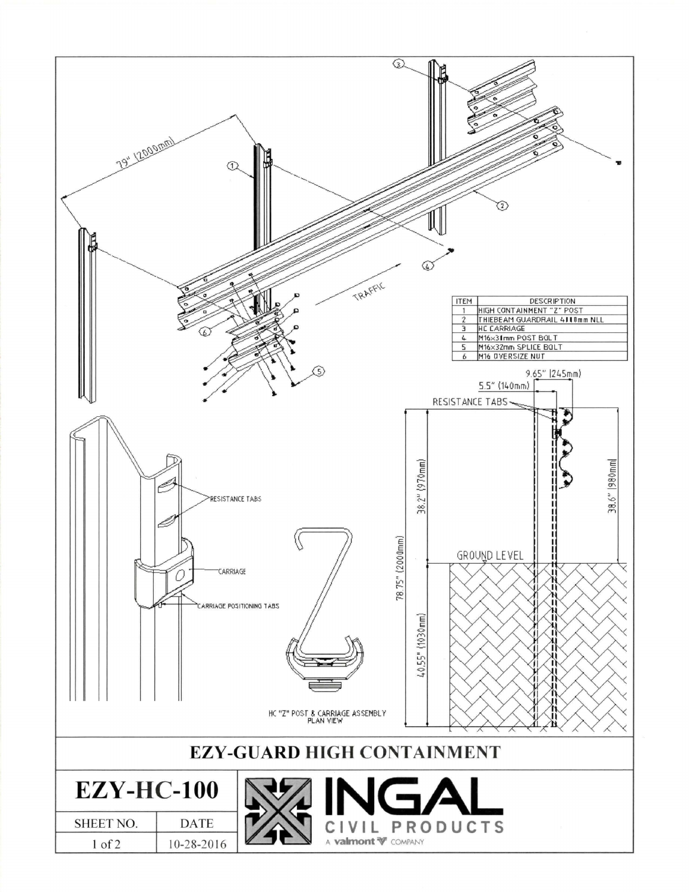| ITEM | DESCRIPTION |
| --- | --- |
| 1 | HIGH CONTAINMENT "Z" POST |
| 2 | THIEBEAM GUARDRAIL 4110mm NLL |
| 3 | HC CARRIAGE |
| 4 | M16x31mm POST BOLT |
| 5 | M16x32mm SPLICE BOLT |
| 6 | M16 OVERSIZE NUT |

79" (2000mm)

TRAFFIC

RESISTANCE TABS

CARRIAGE

CARRIAGE POSITIONING TABS

HC "Z" POST & CARRIAGE ASSEMBLY PLAN VIEW

9.65" (245mm)

5.5" (140mm)

RESISTANCE TABS

38.2" (970mm)

38.6" (980mm)

78.75" (2000mm)

GROUND LEVEL

40.55" (1030mm)

# EZY-GUARD HIGH CONTAINMENT

| EZY-HC-100 | |
| --- | --- |
| SHEET NO. | DATE |
| 1 of 2 | 10-28-2016 |

INGAL CIVIL PRODUCTS

A valmont COMPANY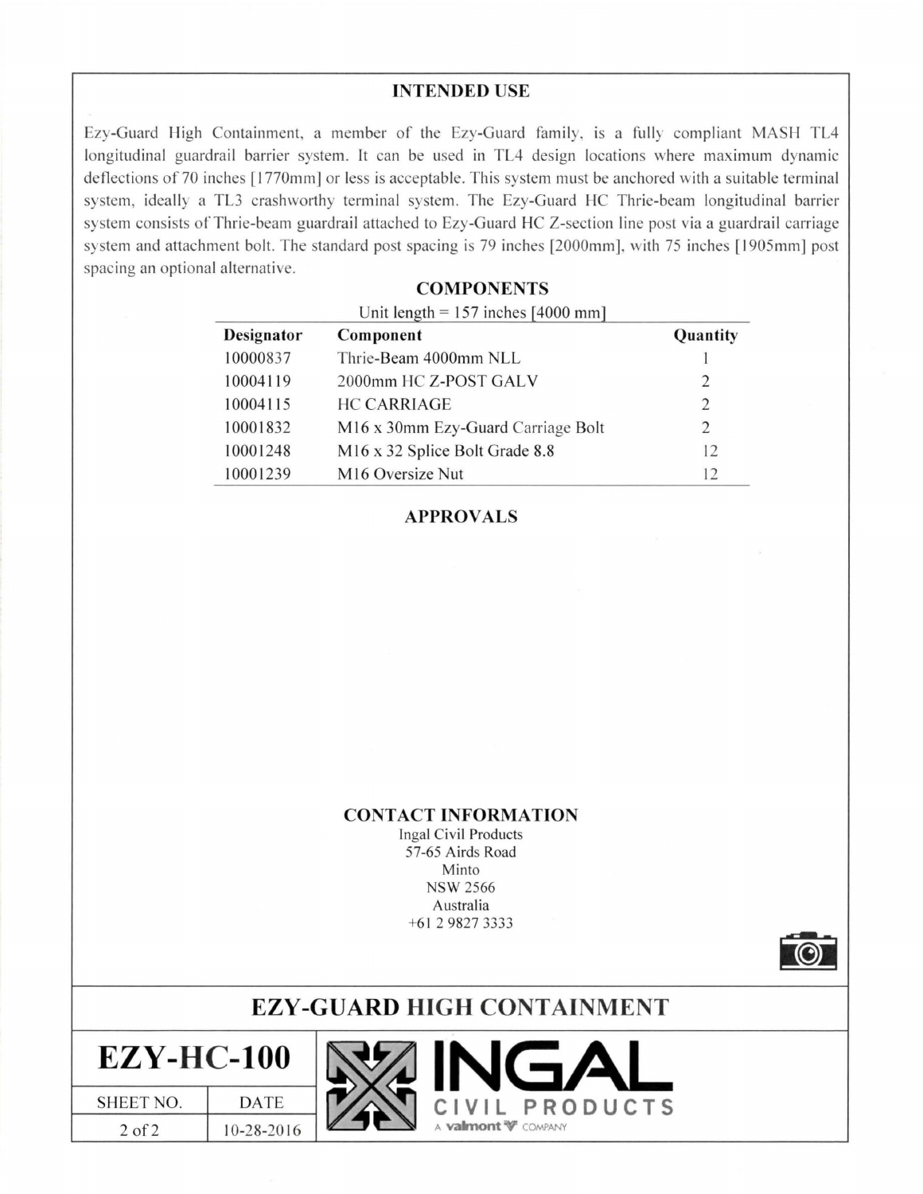## INTENDED USE

Ezy-Guard High Containment, a member of the Ezy-Guard family, is a fully compliant MASH TL4 longitudinal guardrail barrier system. It can be used in TL4 design locations where maximum dynamic deflections of 70 inches [1770mm] or less is acceptable. This system must be anchored with a suitable terminal system, ideally a TL3 crashworthy terminal system. The Ezy-Guard HC Thrie-beam longitudinal barrier system consists of Thrie-beam guardrail attached to Ezy-Guard HC Z-section line post via a guardrail carriage system and attachment bolt. The standard post spacing is 79 inches [2000mm], with 75 inches [1905mm] post spacing an optional alternative.

## COMPONENTS

Unit length = 157 inches [4000 mm]

| Designator | Component | Quantity |
|---|---|---|
| 10000837 | Thrie-Beam 4000mm NLL | 1 |
| 10004119 | 2000mm HC Z-POST GALV | 2 |
| 10004115 | HC CARRIAGE | 2 |
| 10001832 | M16 x 30mm Ezy-Guard Carriage Bolt | 2 |
| 10001248 | M16 x 32 Splice Bolt Grade 8.8 | 12 |
| 10001239 | M16 Oversize Nut | 12 |

## APPROVALS

## CONTACT INFORMATION

Ingal Civil Products
57-65 Airds Road
Minto
NSW 2566
Australia
+61 2 9827 3333

# EZY-GUARD HIGH CONTAINMENT

| EZY-HC-100 | |
|---|---|
| SHEET NO. | DATE |
| 2 of 2 | 10-28-2016 |

INGAL CIVIL PRODUCTS
A valmont COMPANY